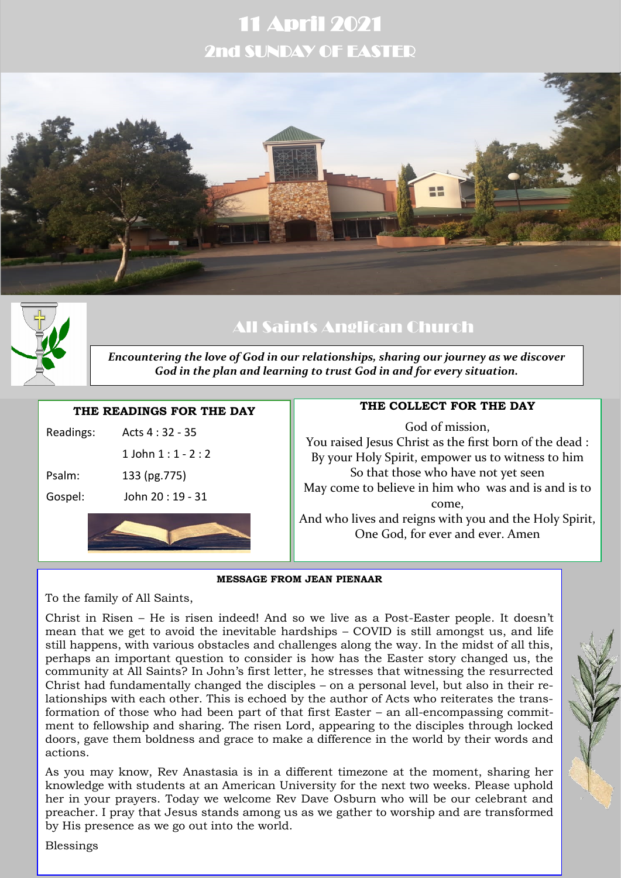# 11 April 2021

## 2nd SUNDAY OF EASTER

## All Saints Anglican Church

***Encountering the love of God in our relationships, sharing our journey as we discover God in the plan and learning to trust God in and for every situation.***

### THE READINGS FOR THE DAY

| | |
|---|---|
| Readings: | Acts 4 : 32 - 35 |
| | 1 John 1 : 1 - 2 : 2 |
| Psalm: | 133 (pg.775) |
| Gospel: | John 20 : 19 - 31 |

### THE COLLECT FOR THE DAY

God of mission,
You raised Jesus Christ as the first born of the dead :
By your Holy Spirit, empower us to witness to him
So that those who have not yet seen
May come to believe in him who was and is and is to come,
And who lives and reigns with you and the Holy Spirit,
One God, for ever and ever. Amen

### MESSAGE FROM JEAN PIENAAR

To the family of All Saints,

Christ in Risen – He is risen indeed! And so we live as a Post-Easter people. It doesn't mean that we get to avoid the inevitable hardships – COVID is still amongst us, and life still happens, with various obstacles and challenges along the way. In the midst of all this, perhaps an important question to consider is how has the Easter story changed us, the community at All Saints? In John's first letter, he stresses that witnessing the resurrected Christ had fundamentally changed the disciples – on a personal level, but also in their relationships with each other. This is echoed by the author of Acts who reiterates the transformation of those who had been part of that first Easter – an all-encompassing commitment to fellowship and sharing. The risen Lord, appearing to the disciples through locked doors, gave them boldness and grace to make a difference in the world by their words and actions.

As you may know, Rev Anastasia is in a different timezone at the moment, sharing her knowledge with students at an American University for the next two weeks. Please uphold her in your prayers. Today we welcome Rev Dave Osburn who will be our celebrant and preacher. I pray that Jesus stands among us as we gather to worship and are transformed by His presence as we go out into the world.

Blessings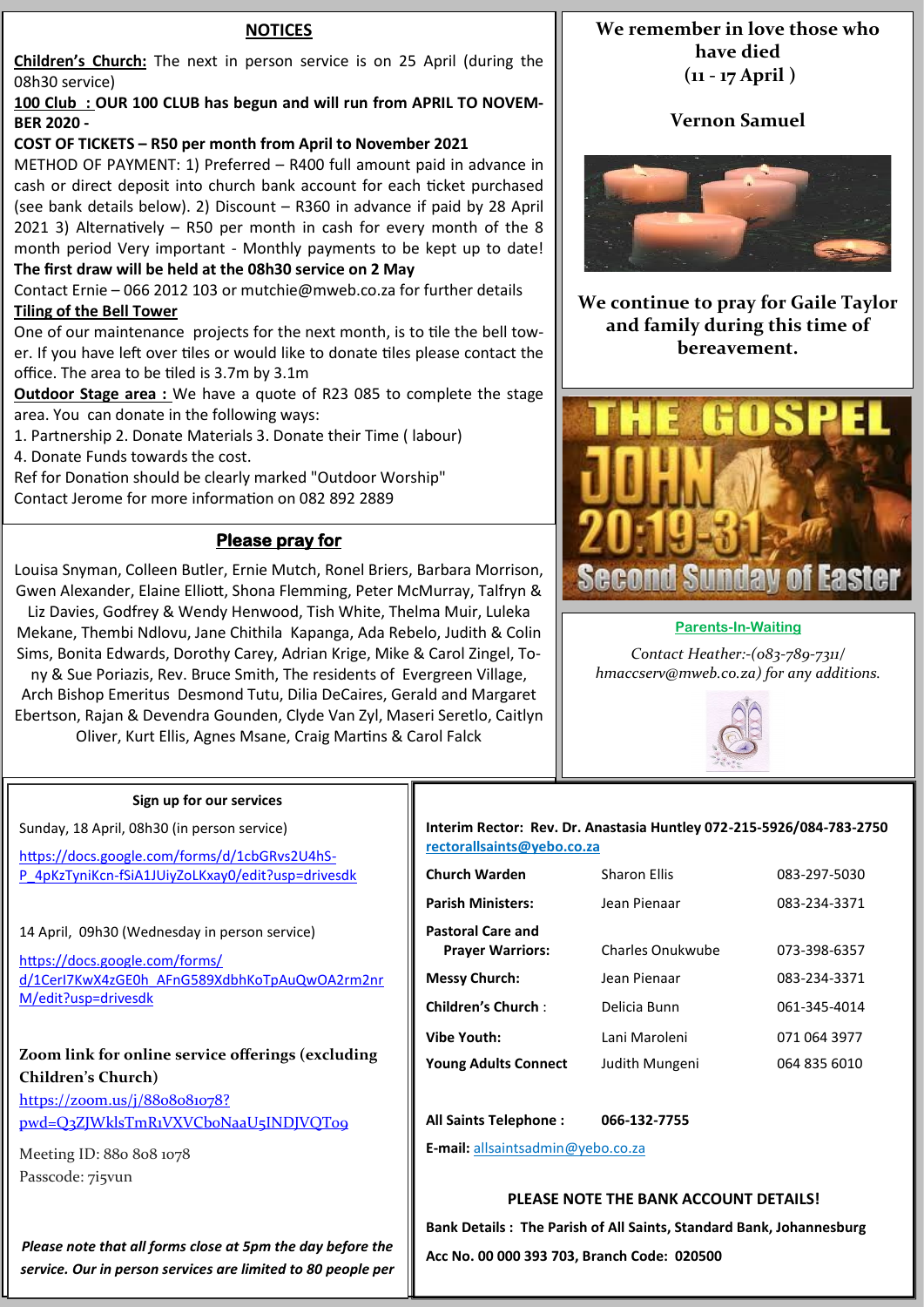## NOTICES

**Children's Church:** The next in person service is on 25 April (during the 08h30 service)

**100 Club : OUR 100 CLUB has begun and will run from APRIL TO NOVEMBER 2020 -**

**COST OF TICKETS – R50 per month from April to November 2021**

METHOD OF PAYMENT: 1) Preferred – R400 full amount paid in advance in cash or direct deposit into church bank account for each ticket purchased (see bank details below). 2) Discount – R360 in advance if paid by 28 April 2021 3) Alternatively – R50 per month in cash for every month of the 8 month period Very important - Monthly payments to be kept up to date! **The first draw will be held at the 08h30 service on 2 May**

Contact Ernie – 066 2012 103 or mutchie@mweb.co.za for further details

**Tiling of the Bell Tower**

One of our maintenance projects for the next month, is to tile the bell tower. If you have left over tiles or would like to donate tiles please contact the office. The area to be tiled is 3.7m by 3.1m

**Outdoor Stage area :** We have a quote of R23 085 to complete the stage area. You can donate in the following ways:

1. Partnership 2. Donate Materials 3. Donate their Time ( labour)
4. Donate Funds towards the cost.

Ref for Donation should be clearly marked "Outdoor Worship"

Contact Jerome for more information on 082 892 2889

## We remember in love those who have died (11 - 17 April )

**Vernon Samuel**

**We continue to pray for Gaile Taylor and family during this time of bereavement.**

THE GOSPEL JOHN 20:19-31 Second Sunday of Easter

## Please pray for

Louisa Snyman, Colleen Butler, Ernie Mutch, Ronel Briers, Barbara Morrison, Gwen Alexander, Elaine Elliott, Shona Flemming, Peter McMurray, Talfryn & Liz Davies, Godfrey & Wendy Henwood, Tish White, Thelma Muir, Luleka Mekane, Thembi Ndlovu, Jane Chithila Kapanga, Ada Rebelo, Judith & Colin Sims, Bonita Edwards, Dorothy Carey, Adrian Krige, Mike & Carol Zingel, Tony & Sue Poriazis, Rev. Bruce Smith, The residents of Evergreen Village, Arch Bishop Emeritus Desmond Tutu, Dilia DeCaires, Gerald and Margaret Ebertson, Rajan & Devendra Gounden, Clyde Van Zyl, Maseri Seretlo, Caitlyn Oliver, Kurt Ellis, Agnes Msane, Craig Martins & Carol Falck

**Parents-In-Waiting**

*Contact Heather:-(083-789-7311/ hmaccserv@mweb.co.za) for any additions.*

**Sign up for our services**

Sunday, 18 April, 08h30 (in person service)

https://docs.google.com/forms/d/1cbGRvs2U4hS-P_4pKzTyniKcn-fSiA1JUiyZoLKxay0/edit?usp=drivesdk

14 April, 09h30 (Wednesday in person service)

https://docs.google.com/forms/d/1CerI7KwX4zGE0h_AFnG589XdbhKoTpAuQwOA2rm2nrM/edit?usp=drivesdk

**Zoom link for online service offerings (excluding Children's Church)**

https://zoom.us/j/8808081078?pwd=Q3ZJWklsTmR1VXVCboNaaU5INDJVQT09

Meeting ID: 880 808 1078

Passcode: 7i5vun

***Please note that all forms close at 5pm the day before the service. Our in person services are limited to 80 people per***

**Interim Rector: Rev. Dr. Anastasia Huntley 072-215-5926/084-783-2750** rectorallsaints@yebo.co.za

| | | |
|---|---|---|
| **Church Warden** | Sharon Ellis | 083-297-5030 |
| **Parish Ministers:** | Jean Pienaar | 083-234-3371 |
| **Pastoral Care and Prayer Warriors:** | Charles Onukwube | 073-398-6357 |
| **Messy Church:** | Jean Pienaar | 083-234-3371 |
| **Children's Church** : | Delicia Bunn | 061-345-4014 |
| **Vibe Youth:** | Lani Maroleni | 071 064 3977 |
| **Young Adults Connect** | Judith Mungeni | 064 835 6010 |

**All Saints Telephone : 066-132-7755**

**E-mail:** allsaintsadmin@yebo.co.za

**PLEASE NOTE THE BANK ACCOUNT DETAILS!**

**Bank Details : The Parish of All Saints, Standard Bank, Johannesburg**

**Acc No. 00 000 393 703, Branch Code: 020500**